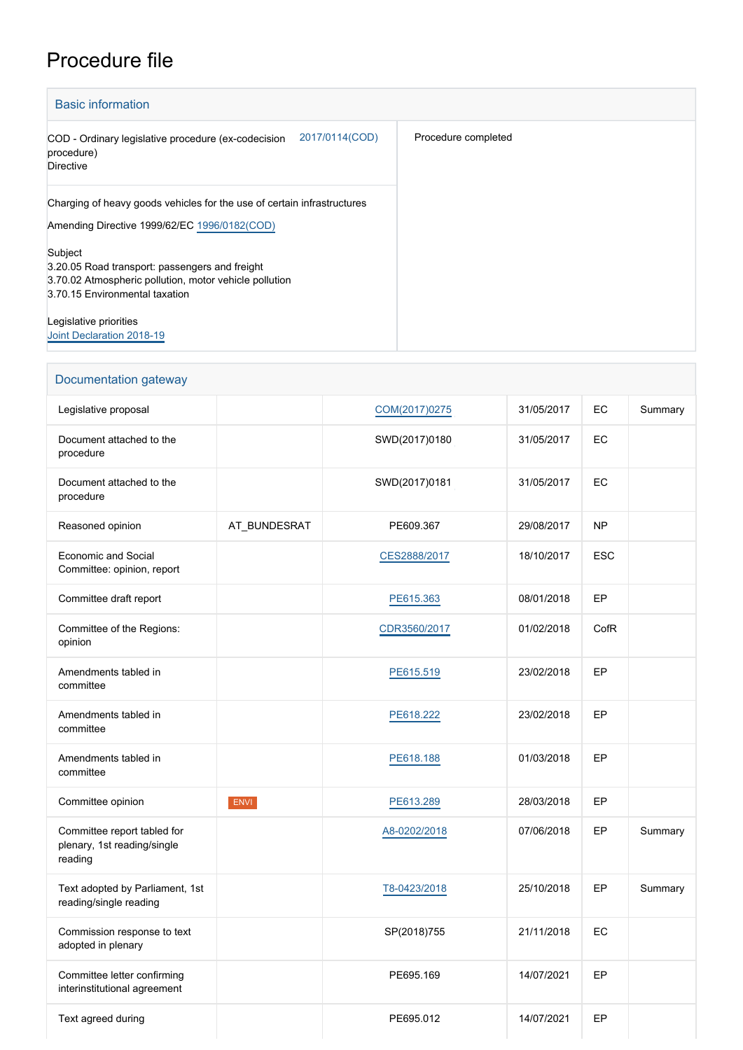# Procedure file

## Basic information

| | |
|---|---|
| COD - Ordinary legislative procedure (ex-codecision procedure)<br>Directive 2017/0114(COD) | Procedure completed |
| Charging of heavy goods vehicles for the use of certain infrastructures<br><br>Amending Directive 1999/62/EC 1996/0182(COD)<br><br>Subject<br>3.20.05 Road transport: passengers and freight<br>3.70.02 Atmospheric pollution, motor vehicle pollution<br>3.70.15 Environmental taxation<br><br>Legislative priorities<br>Joint Declaration 2018-19 | |

## Documentation gateway

| | | | | | |
|---|---|---|---|---|---|
| Legislative proposal | | COM(2017)0275 | 31/05/2017 | EC | Summary |
| Document attached to the procedure | | SWD(2017)0180 | 31/05/2017 | EC | |
| Document attached to the procedure | | SWD(2017)0181 | 31/05/2017 | EC | |
| Reasoned opinion | AT_BUNDESRAT | PE609.367 | 29/08/2017 | NP | |
| Economic and Social Committee: opinion, report | | CES2888/2017 | 18/10/2017 | ESC | |
| Committee draft report | | PE615.363 | 08/01/2018 | EP | |
| Committee of the Regions: opinion | | CDR3560/2017 | 01/02/2018 | CofR | |
| Amendments tabled in committee | | PE615.519 | 23/02/2018 | EP | |
| Amendments tabled in committee | | PE618.222 | 23/02/2018 | EP | |
| Amendments tabled in committee | | PE618.188 | 01/03/2018 | EP | |
| Committee opinion | ENVI | PE613.289 | 28/03/2018 | EP | |
| Committee report tabled for plenary, 1st reading/single reading | | A8-0202/2018 | 07/06/2018 | EP | Summary |
| Text adopted by Parliament, 1st reading/single reading | | T8-0423/2018 | 25/10/2018 | EP | Summary |
| Commission response to text adopted in plenary | | SP(2018)755 | 21/11/2018 | EC | |
| Committee letter confirming interinstitutional agreement | | PE695.169 | 14/07/2021 | EP | |
| Text agreed during | | PE695.012 | 14/07/2021 | EP | |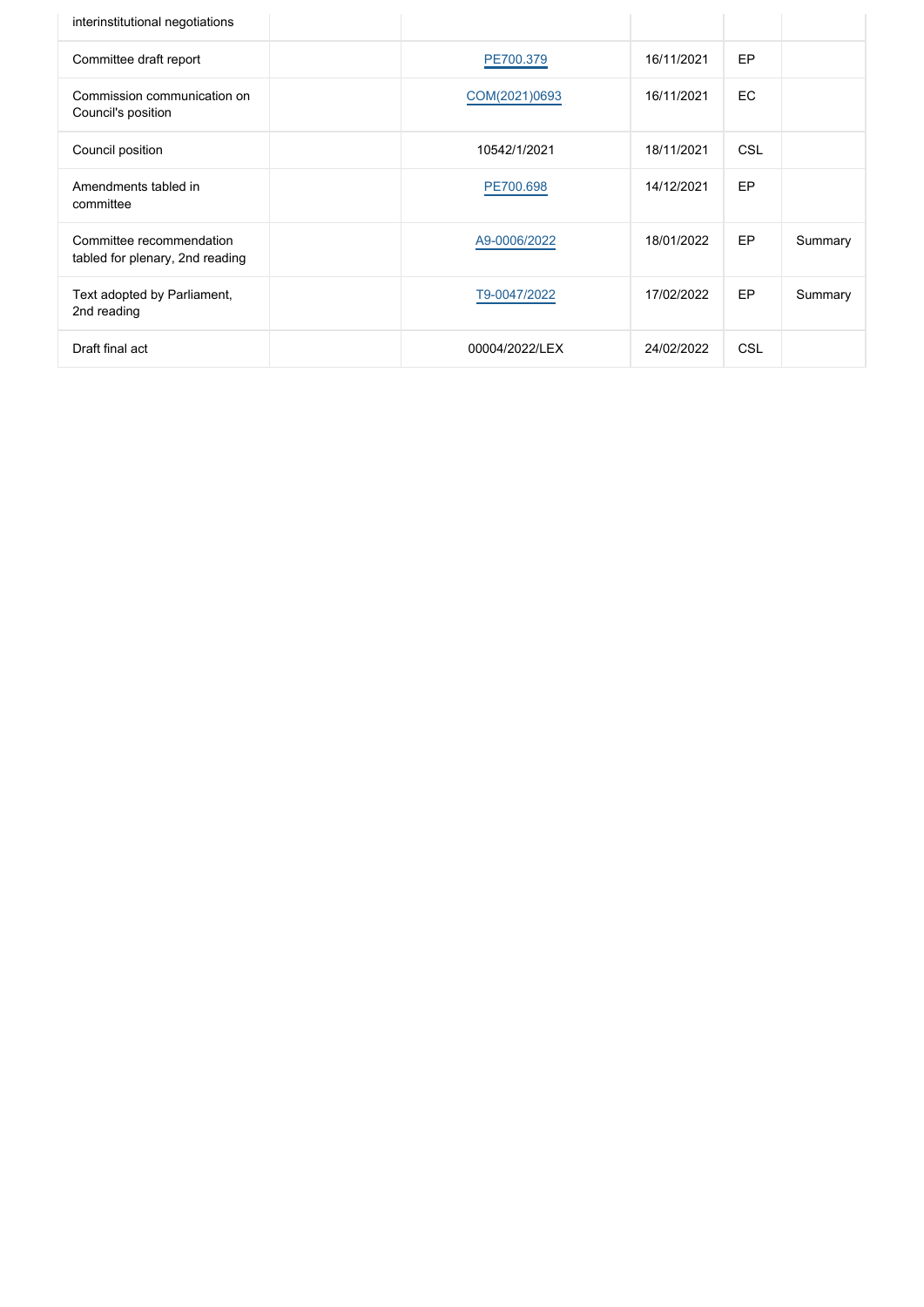| | | | | | |
|---|---|---|---|---|---|
| interinstitutional negotiations | | | | | |
| Committee draft report | | PE700.379 | 16/11/2021 | EP | |
| Commission communication on Council's position | | COM(2021)0693 | 16/11/2021 | EC | |
| Council position | | 10542/1/2021 | 18/11/2021 | CSL | |
| Amendments tabled in committee | | PE700.698 | 14/12/2021 | EP | |
| Committee recommendation tabled for plenary, 2nd reading | | A9-0006/2022 | 18/01/2022 | EP | Summary |
| Text adopted by Parliament, 2nd reading | | T9-0047/2022 | 17/02/2022 | EP | Summary |
| Draft final act | | 00004/2022/LEX | 24/02/2022 | CSL | |